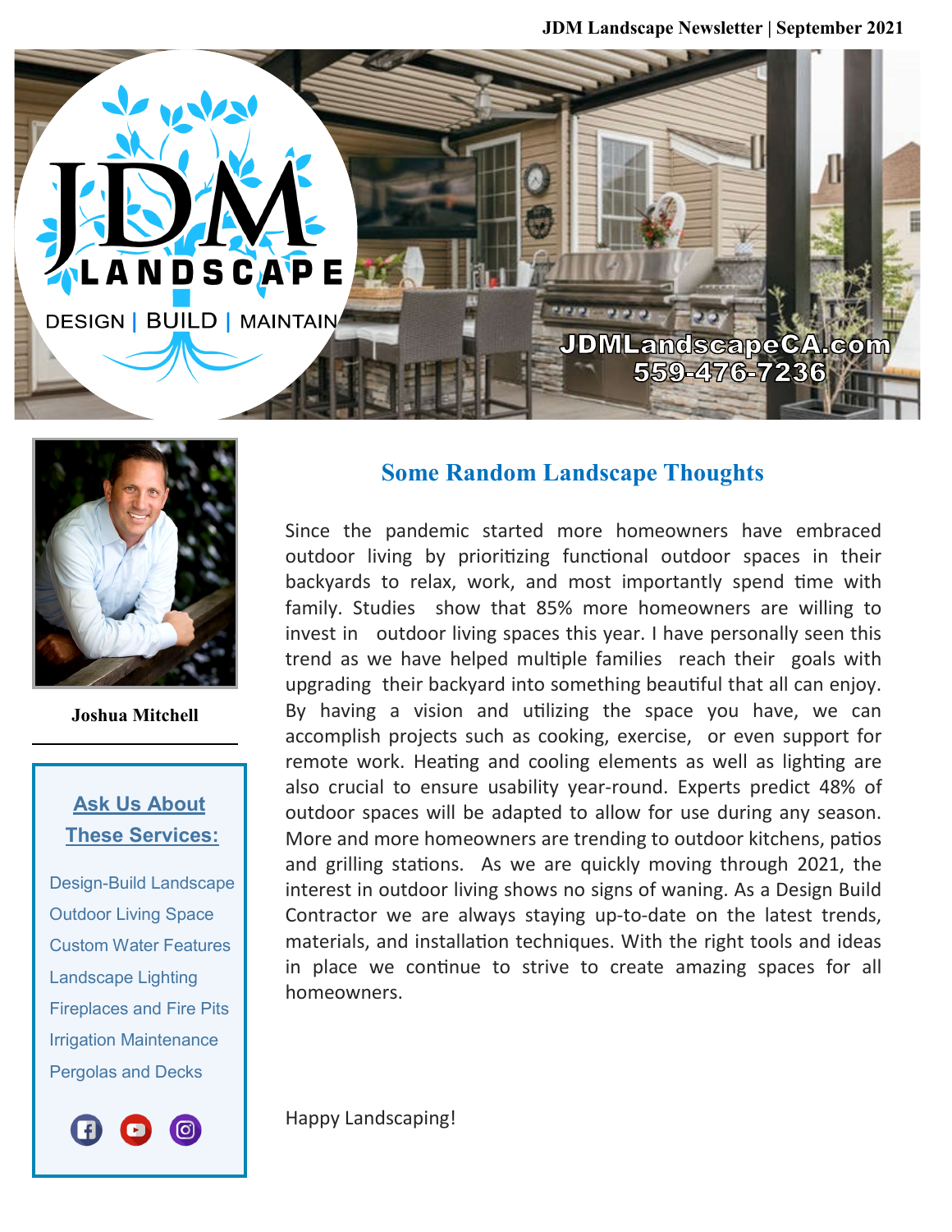JDM Landscape Newsletter | September 2021

JDM LANDSCAPE

DESIGN | BUILD | MAINTAIN

JDMLandscapeCA.com
559-476-7236

Joshua Mitchell

## Ask Us About These Services:

- Design-Build Landscape
- Outdoor Living Space
- Custom Water Features
- Landscape Lighting
- Fireplaces and Fire Pits
- Irrigation Maintenance
- Pergolas and Decks

## Some Random Landscape Thoughts

Since the pandemic started more homeowners have embraced outdoor living by prioritizing functional outdoor spaces in their backyards to relax, work, and most importantly spend time with family. Studies show that 85% more homeowners are willing to invest in outdoor living spaces this year. I have personally seen this trend as we have helped multiple families reach their goals with upgrading their backyard into something beautiful that all can enjoy. By having a vision and utilizing the space you have, we can accomplish projects such as cooking, exercise, or even support for remote work. Heating and cooling elements as well as lighting are also crucial to ensure usability year-round. Experts predict 48% of outdoor spaces will be adapted to allow for use during any season. More and more homeowners are trending to outdoor kitchens, patios and grilling stations. As we are quickly moving through 2021, the interest in outdoor living shows no signs of waning. As a Design Build Contractor we are always staying up-to-date on the latest trends, materials, and installation techniques. With the right tools and ideas in place we continue to strive to create amazing spaces for all homeowners.

Happy Landscaping!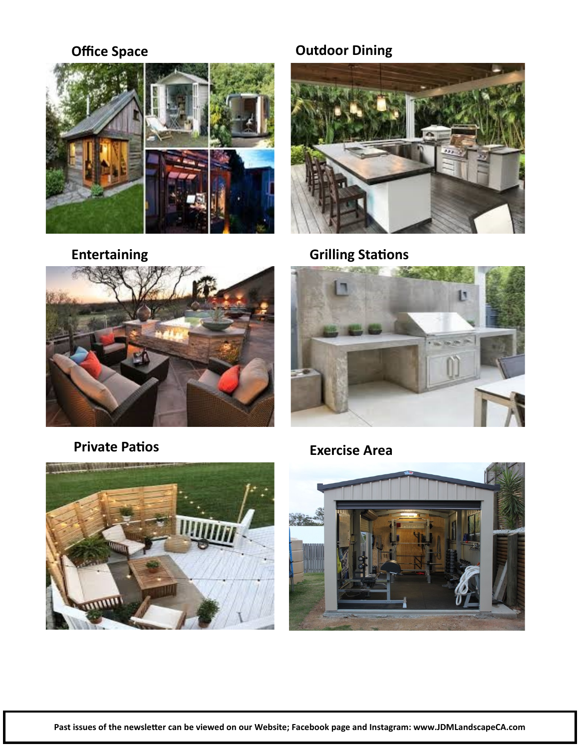**Office Space**

**Outdoor Dining**

**Entertaining**

**Grilling Stations**

**Private Patios**

**Exercise Area**

**Past issues of the newsletter can be viewed on our Website; Facebook page and Instagram: www.JDMLandscapeCA.com**